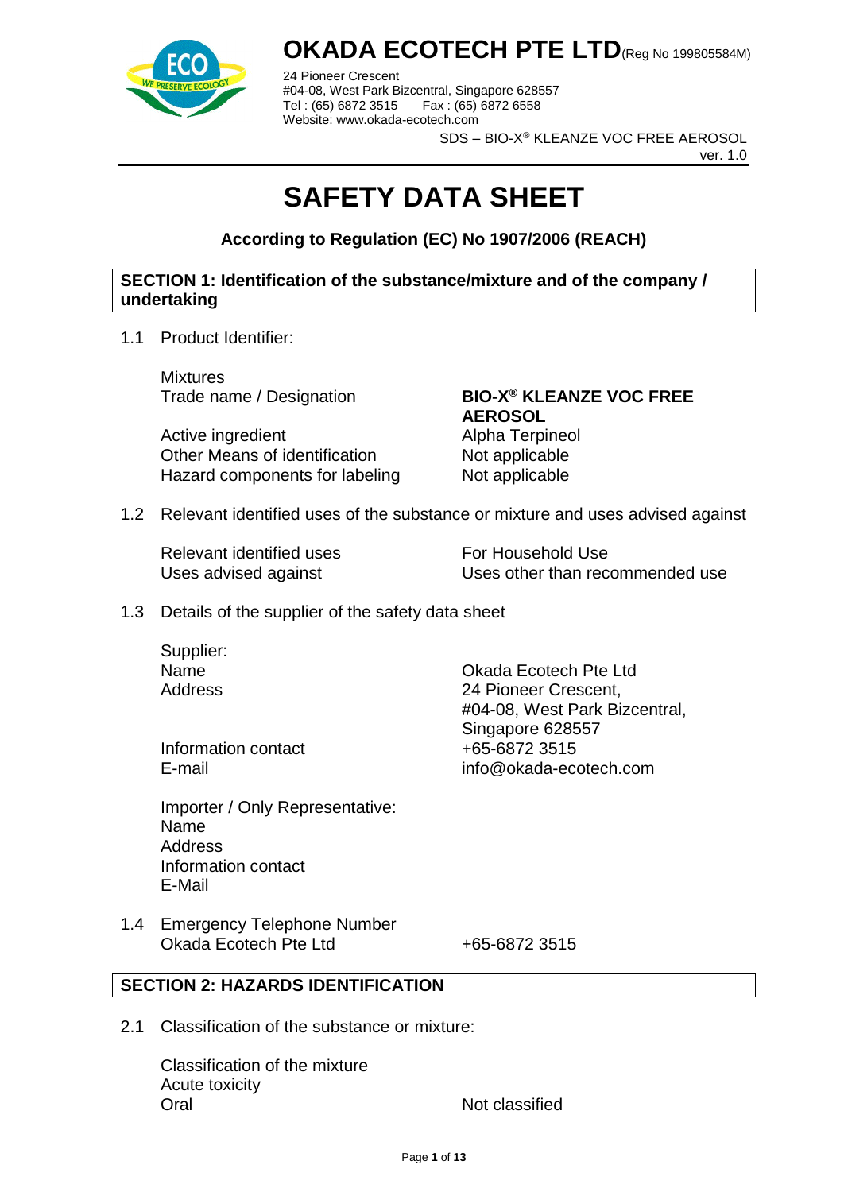# OKADA ECOTECH PTE LTD (Reg No 199805584M)

24 Pioneer Crescent
#04-08, West Park Bizcentral, Singapore 628557
Tel : (65) 6872 3515 Fax : (65) 6872 6558
Website: www.okada-ecotech.com

SDS – BIO-X® KLEANZE VOC FREE AEROSOL
ver. 1.0

# SAFETY DATA SHEET

**According to Regulation (EC) No 1907/2006 (REACH)**

## SECTION 1: Identification of the substance/mixture and of the company / undertaking

1.1 Product Identifier:

| | |
|---|---|
| Mixtures | |
| Trade name / Designation | **BIO-X® KLEANZE VOC FREE AEROSOL** |
| Active ingredient | Alpha Terpineol |
| Other Means of identification | Not applicable |
| Hazard components for labeling | Not applicable |

1.2 Relevant identified uses of the substance or mixture and uses advised against

| | |
|---|---|
| Relevant identified uses | For Household Use |
| Uses advised against | Uses other than recommended use |

1.3 Details of the supplier of the safety data sheet

| | |
|---|---|
| Supplier: | |
| Name | Okada Ecotech Pte Ltd |
| Address | 24 Pioneer Crescent, #04-08, West Park Bizcentral, Singapore 628557 |
| Information contact | +65-6872 3515 |
| E-mail | info@okada-ecotech.com |

Importer / Only Representative:
Name
Address
Information contact
E-Mail

1.4 Emergency Telephone Number

| | |
|---|---|
| Okada Ecotech Pte Ltd | +65-6872 3515 |

## SECTION 2: HAZARDS IDENTIFICATION

2.1 Classification of the substance or mixture:

| | |
|---|---|
| Classification of the mixture | |
| Acute toxicity | |
| Oral | Not classified |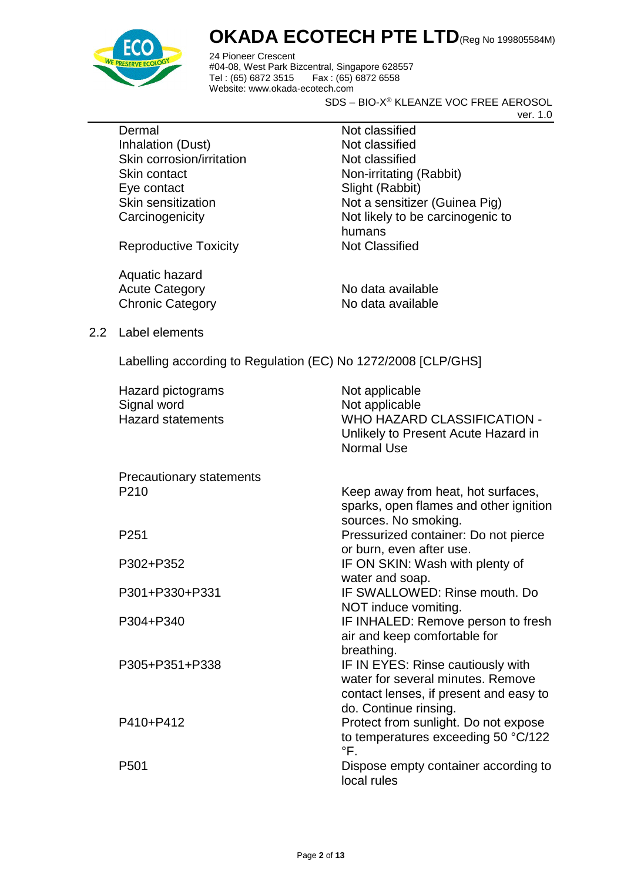| | |
|---|---|
| Dermal | Not classified |
| Inhalation (Dust) | Not classified |
| Skin corrosion/irritation | Not classified |
| Skin contact | Non-irritating (Rabbit) |
| Eye contact | Slight (Rabbit) |
| Skin sensitization | Not a sensitizer (Guinea Pig) |
| Carcinogenicity | Not likely to be carcinogenic to humans |
| Reproductive Toxicity | Not Classified |

Aquatic hazard

| | |
|---|---|
| Acute Category | No data available |
| Chronic Category | No data available |

## 2.2 Label elements

Labelling according to Regulation (EC) No 1272/2008 [CLP/GHS]

| | |
|---|---|
| Hazard pictograms | Not applicable |
| Signal word | Not applicable |
| Hazard statements | WHO HAZARD CLASSIFICATION - Unlikely to Present Acute Hazard in Normal Use |

Precautionary statements

| | |
|---|---|
| P210 | Keep away from heat, hot surfaces, sparks, open flames and other ignition sources. No smoking. |
| P251 | Pressurized container: Do not pierce or burn, even after use. |
| P302+P352 | IF ON SKIN: Wash with plenty of water and soap. |
| P301+P330+P331 | IF SWALLOWED: Rinse mouth. Do NOT induce vomiting. |
| P304+P340 | IF INHALED: Remove person to fresh air and keep comfortable for breathing. |
| P305+P351+P338 | IF IN EYES: Rinse cautiously with water for several minutes. Remove contact lenses, if present and easy to do. Continue rinsing. |
| P410+P412 | Protect from sunlight. Do not expose to temperatures exceeding 50 °C/122 °F. |
| P501 | Dispose empty container according to local rules |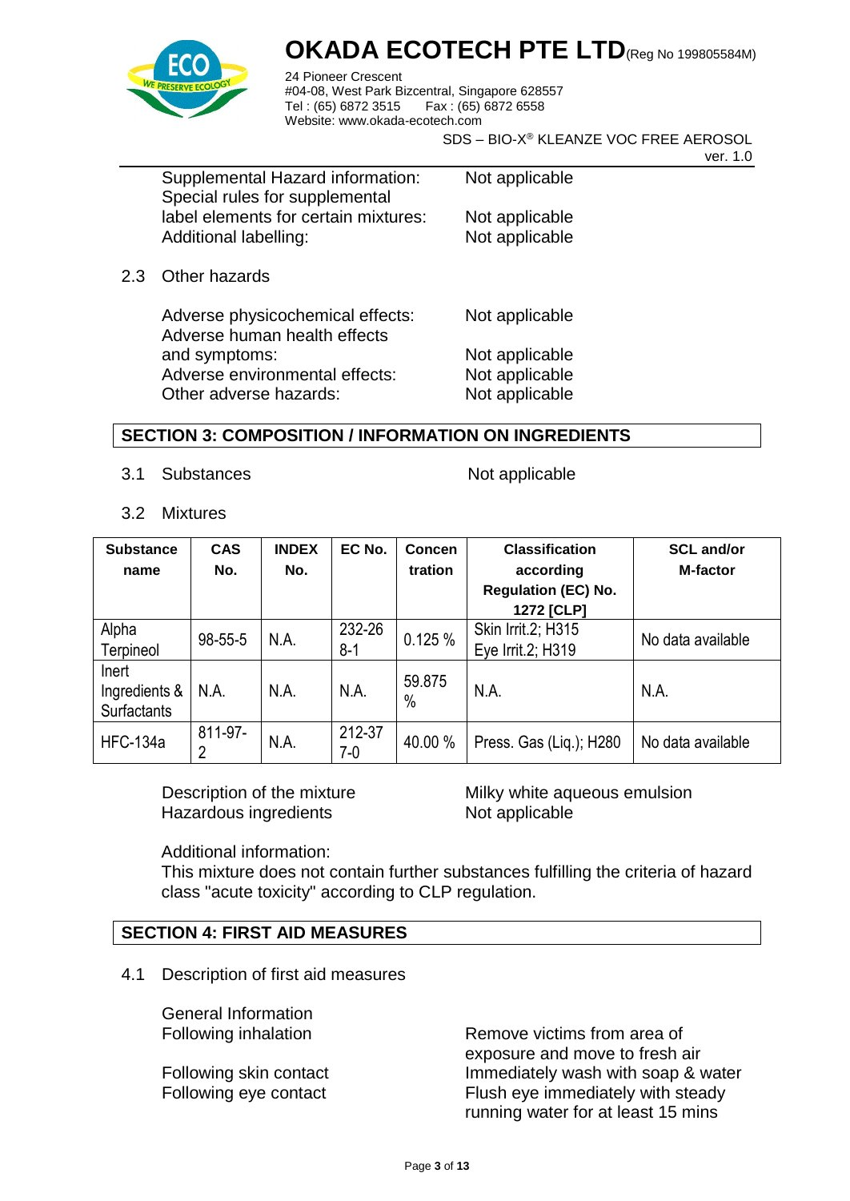Supplemental Hazard information: Not applicable
Special rules for supplemental label elements for certain mixtures: Not applicable
Additional labelling: Not applicable

2.3 Other hazards

Adverse physicochemical effects: Not applicable
Adverse human health effects and symptoms: Not applicable
Adverse environmental effects: Not applicable
Other adverse hazards: Not applicable

## SECTION 3: COMPOSITION / INFORMATION ON INGREDIENTS

3.1 Substances Not applicable

3.2 Mixtures

| Substance name | CAS No. | INDEX No. | EC No. | Concentration | Classification according Regulation (EC) No. 1272 [CLP] | SCL and/or M-factor |
|---|---|---|---|---|---|---|
| Alpha Terpineol | 98-55-5 | N.A. | 232-268-1 | 0.125 % | Skin Irrit.2; H315<br>Eye Irrit.2; H319 | No data available |
| Inert Ingredients & Surfactants | N.A. | N.A. | N.A. | 59.875 % | N.A. | N.A. |
| HFC-134a | 811-97-2 | N.A. | 212-377-0 | 40.00 % | Press. Gas (Liq.); H280 | No data available |

Description of the mixture: Milky white aqueous emulsion
Hazardous ingredients: Not applicable

Additional information:
This mixture does not contain further substances fulfilling the criteria of hazard class "acute toxicity" according to CLP regulation.

## SECTION 4: FIRST AID MEASURES

4.1 Description of first aid measures

General Information
Following inhalation: Remove victims from area of exposure and move to fresh air

Following skin contact: Immediately wash with soap & water
Following eye contact: Flush eye immediately with steady running water for at least 15 mins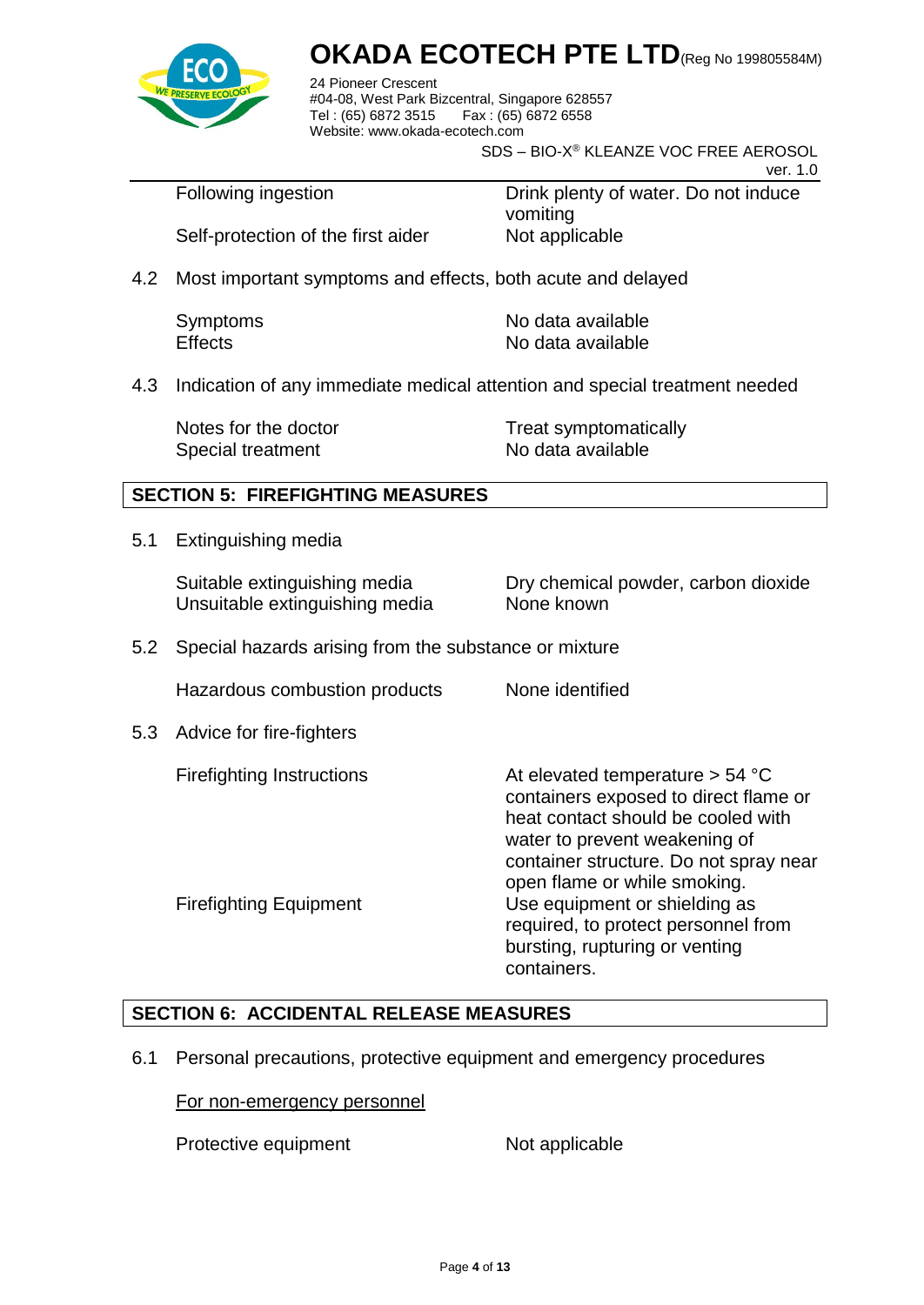| | |
|---|---|
| Following ingestion | Drink plenty of water. Do not induce vomiting |
| Self-protection of the first aider | Not applicable |

4.2 Most important symptoms and effects, both acute and delayed

| | |
|---|---|
| Symptoms | No data available |
| Effects | No data available |

4.3 Indication of any immediate medical attention and special treatment needed

| | |
|---|---|
| Notes for the doctor | Treat symptomatically |
| Special treatment | No data available |

## SECTION 5: FIREFIGHTING MEASURES

5.1 Extinguishing media

| | |
|---|---|
| Suitable extinguishing media | Dry chemical powder, carbon dioxide |
| Unsuitable extinguishing media | None known |

5.2 Special hazards arising from the substance or mixture

| | |
|---|---|
| Hazardous combustion products | None identified |

5.3 Advice for fire-fighters

| | |
|---|---|
| Firefighting Instructions | At elevated temperature > 54 °C containers exposed to direct flame or heat contact should be cooled with water to prevent weakening of container structure. Do not spray near open flame or while smoking. |
| Firefighting Equipment | Use equipment or shielding as required, to protect personnel from bursting, rupturing or venting containers. |

## SECTION 6: ACCIDENTAL RELEASE MEASURES

6.1 Personal precautions, protective equipment and emergency procedures

For non-emergency personnel

| | |
|---|---|
| Protective equipment | Not applicable |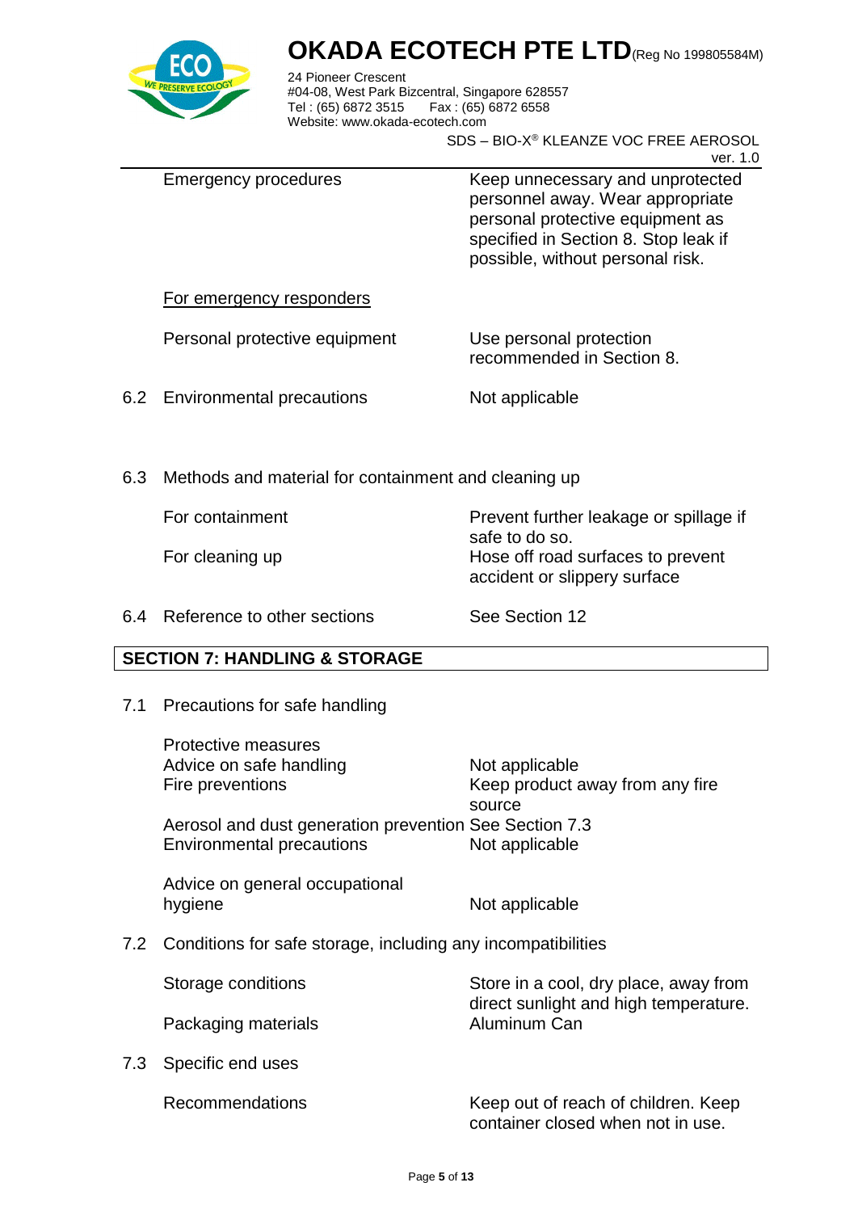| | |
|---|---|
| Emergency procedures | Keep unnecessary and unprotected personnel away. Wear appropriate personal protective equipment as specified in Section 8. Stop leak if possible, without personal risk. |

<u>For emergency responders</u>

| | |
|---|---|
| Personal protective equipment | Use personal protection recommended in Section 8. |

**6.2** Environmental precautions — Not applicable

**6.3** Methods and material for containment and cleaning up

| | |
|---|---|
| For containment | Prevent further leakage or spillage if safe to do so. |
| For cleaning up | Hose off road surfaces to prevent accident or slippery surface |

**6.4** Reference to other sections — See Section 12

## SECTION 7: HANDLING & STORAGE

**7.1** Precautions for safe handling

| | |
|---|---|
| Protective measures | |
| Advice on safe handling | Not applicable |
| Fire preventions | Keep product away from any fire source |
| Aerosol and dust generation prevention | See Section 7.3 |
| Environmental precautions | Not applicable |
| Advice on general occupational hygiene | Not applicable |

**7.2** Conditions for safe storage, including any incompatibilities

| | |
|---|---|
| Storage conditions | Store in a cool, dry place, away from direct sunlight and high temperature. |
| Packaging materials | Aluminum Can |

**7.3** Specific end uses

| | |
|---|---|
| Recommendations | Keep out of reach of children. Keep container closed when not in use. |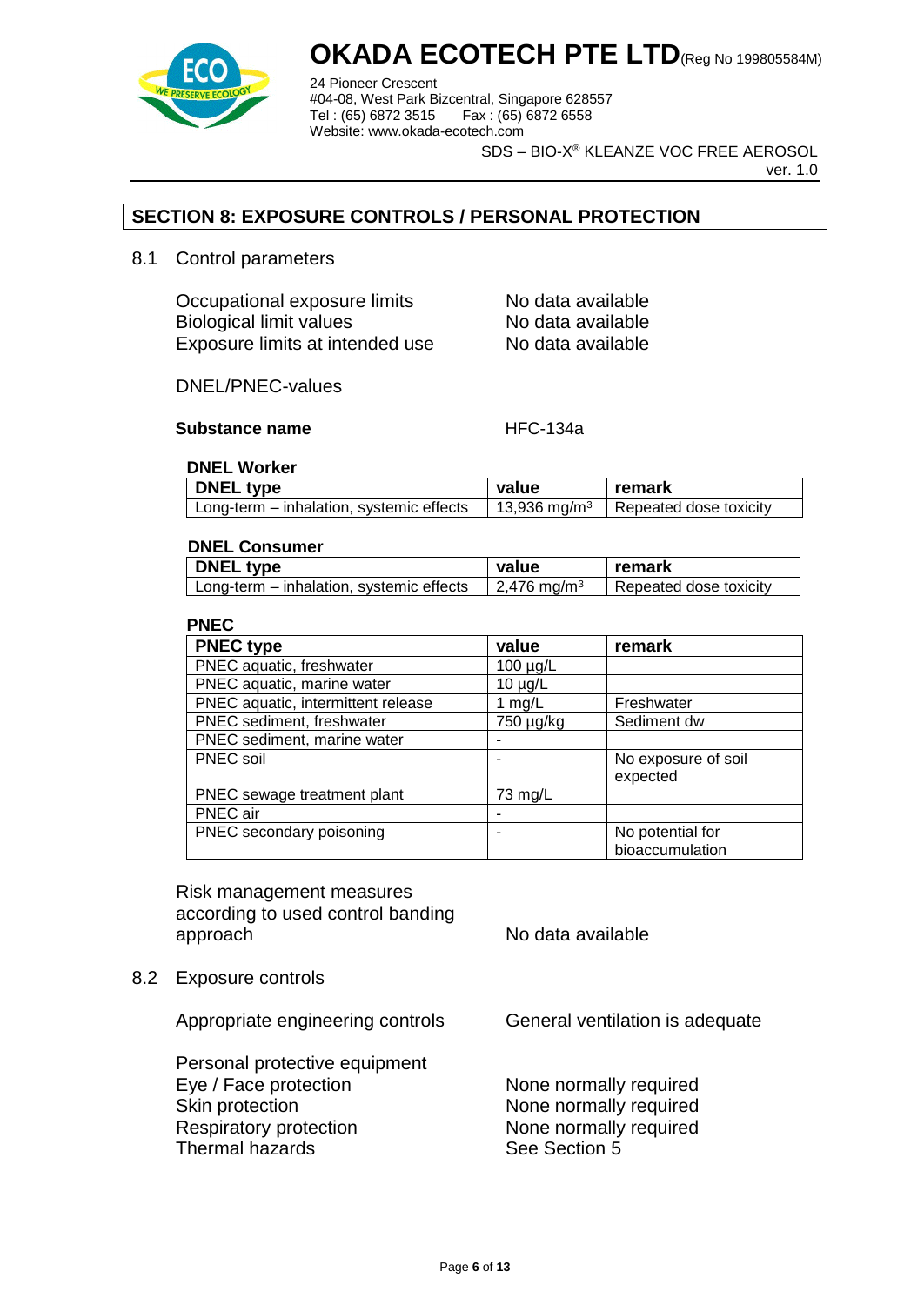## SECTION 8: EXPOSURE CONTROLS / PERSONAL PROTECTION

### 8.1 Control parameters

| | |
|---|---|
| Occupational exposure limits | No data available |
| Biological limit values | No data available |
| Exposure limits at intended use | No data available |

DNEL/PNEC-values

**Substance name** HFC-134a

**DNEL Worker**

| DNEL type | value | remark |
|---|---|---|
| Long-term – inhalation, systemic effects | 13,936 mg/m³ | Repeated dose toxicity |

**DNEL Consumer**

| DNEL type | value | remark |
|---|---|---|
| Long-term – inhalation, systemic effects | 2,476 mg/m³ | Repeated dose toxicity |

**PNEC**

| PNEC type | value | remark |
|---|---|---|
| PNEC aquatic, freshwater | 100 µg/L | |
| PNEC aquatic, marine water | 10 µg/L | |
| PNEC aquatic, intermittent release | 1 mg/L | Freshwater |
| PNEC sediment, freshwater | 750 µg/kg | Sediment dw |
| PNEC sediment, marine water | - | |
| PNEC soil | - | No exposure of soil expected |
| PNEC sewage treatment plant | 73 mg/L | |
| PNEC air | - | |
| PNEC secondary poisoning | - | No potential for bioaccumulation |

Risk management measures according to used control banding approach: No data available

### 8.2 Exposure controls

Appropriate engineering controls: General ventilation is adequate

Personal protective equipment

| | |
|---|---|
| Eye / Face protection | None normally required |
| Skin protection | None normally required |
| Respiratory protection | None normally required |
| Thermal hazards | See Section 5 |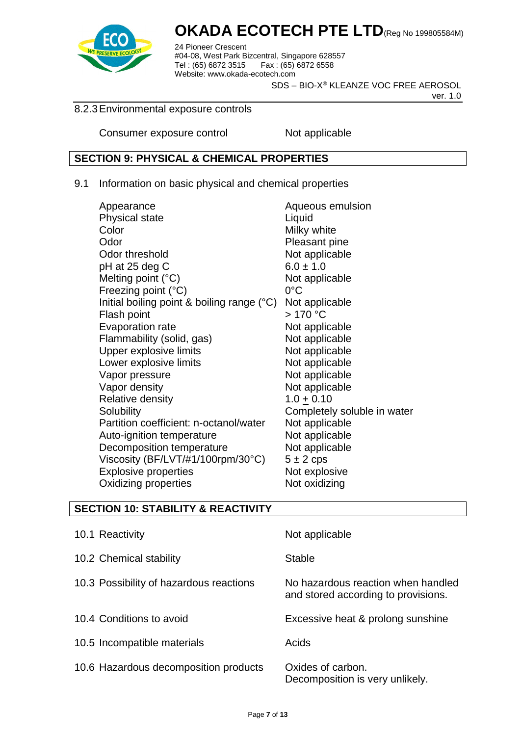8.2.3 Environmental exposure controls

| | |
|---|---|
| Consumer exposure control | Not applicable |

## SECTION 9: PHYSICAL & CHEMICAL PROPERTIES

9.1 Information on basic physical and chemical properties

| | |
|---|---|
| Appearance | Aqueous emulsion |
| Physical state | Liquid |
| Color | Milky white |
| Odor | Pleasant pine |
| Odor threshold | Not applicable |
| pH at 25 deg C | $6.0 \pm 1.0$ |
| Melting point (°C) | Not applicable |
| Freezing point (°C) | 0°C |
| Initial boiling point & boiling range (°C) | Not applicable |
| Flash point | > 170 °C |
| Evaporation rate | Not applicable |
| Flammability (solid, gas) | Not applicable |
| Upper explosive limits | Not applicable |
| Lower explosive limits | Not applicable |
| Vapor pressure | Not applicable |
| Vapor density | Not applicable |
| Relative density | $1.0 \pm 0.10$ |
| Solubility | Completely soluble in water |
| Partition coefficient: n-octanol/water | Not applicable |
| Auto-ignition temperature | Not applicable |
| Decomposition temperature | Not applicable |
| Viscosity (BF/LVT/#1/100rpm/30°C) | $5 \pm 2$ cps |
| Explosive properties | Not explosive |
| Oxidizing properties | Not oxidizing |

## SECTION 10: STABILITY & REACTIVITY

| | |
|---|---|
| 10.1 Reactivity | Not applicable |
| 10.2 Chemical stability | Stable |
| 10.3 Possibility of hazardous reactions | No hazardous reaction when handled and stored according to provisions. |
| 10.4 Conditions to avoid | Excessive heat & prolong sunshine |
| 10.5 Incompatible materials | Acids |
| 10.6 Hazardous decomposition products | Oxides of carbon. Decomposition is very unlikely. |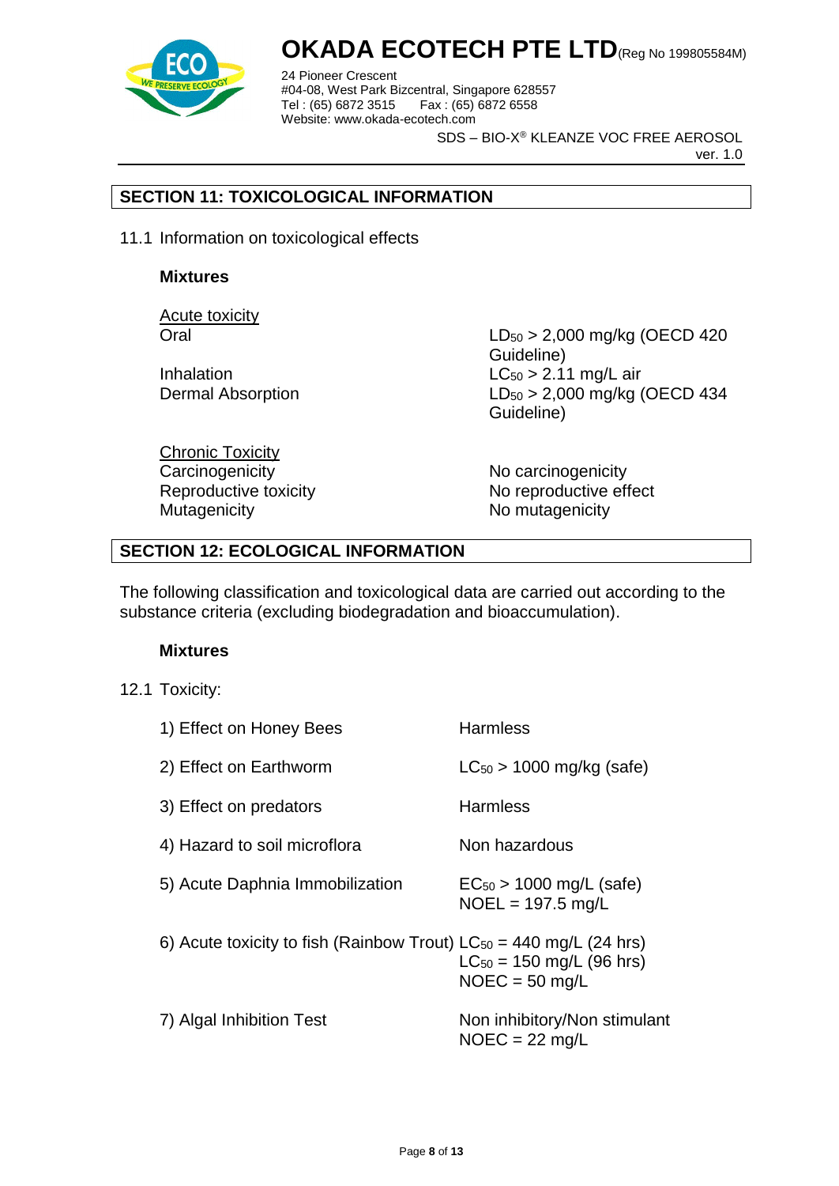## SECTION 11: TOXICOLOGICAL INFORMATION

11.1 Information on toxicological effects

**Mixtures**

| Acute toxicity | |
|---|---|
| Oral | $LD_{50}$ > 2,000 mg/kg (OECD 420 Guideline) |
| Inhalation | $LC_{50}$ > 2.11 mg/L air |
| Dermal Absorption | $LD_{50}$ > 2,000 mg/kg (OECD 434 Guideline) |

| Chronic Toxicity | |
|---|---|
| Carcinogenicity | No carcinogenicity |
| Reproductive toxicity | No reproductive effect |
| Mutagenicity | No mutagenicity |

## SECTION 12: ECOLOGICAL INFORMATION

The following classification and toxicological data are carried out according to the substance criteria (excluding biodegradation and bioaccumulation).

**Mixtures**

12.1 Toxicity:

| | |
|---|---|
| 1) Effect on Honey Bees | Harmless |
| 2) Effect on Earthworm | $LC_{50}$ > 1000 mg/kg (safe) |
| 3) Effect on predators | Harmless |
| 4) Hazard to soil microflora | Non hazardous |
| 5) Acute Daphnia Immobilization | $EC_{50}$ > 1000 mg/L (safe)<br>NOEL = 197.5 mg/L |
| 6) Acute toxicity to fish (Rainbow Trout) | $LC_{50}$ = 440 mg/L (24 hrs)<br>$LC_{50}$ = 150 mg/L (96 hrs)<br>NOEC = 50 mg/L |
| 7) Algal Inhibition Test | Non inhibitory/Non stimulant<br>NOEC = 22 mg/L |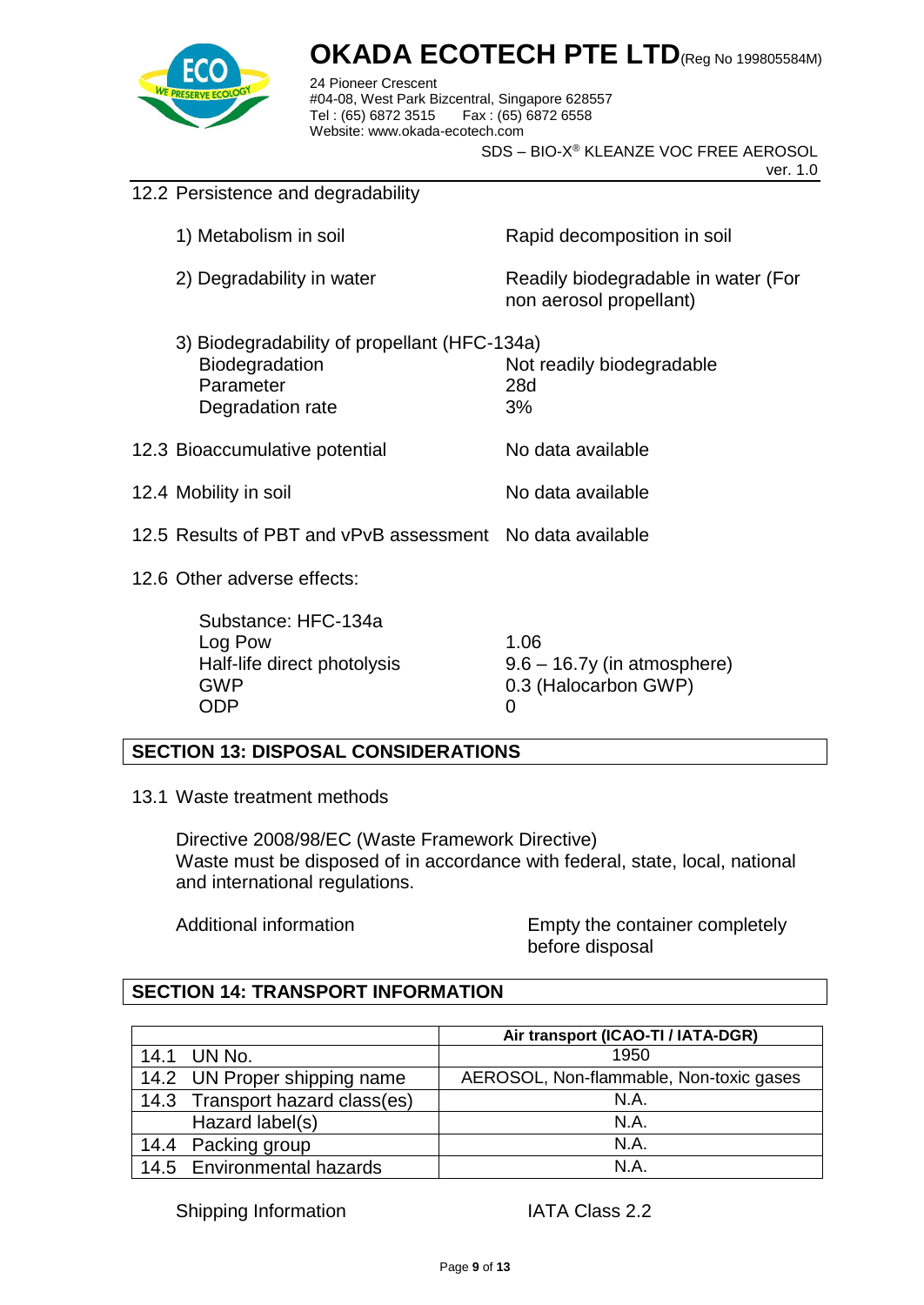12.2 Persistence and degradability

| | |
|---|---|
| 1) Metabolism in soil | Rapid decomposition in soil |
| 2) Degradability in water | Readily biodegradable in water (For non aerosol propellant) |
| 3) Biodegradability of propellant (HFC-134a) | |
| Biodegradation | Not readily biodegradable |
| Parameter | 28d |
| Degradation rate | 3% |

12.3 Bioaccumulative potential — No data available

12.4 Mobility in soil — No data available

12.5 Results of PBT and vPvB assessment — No data available

12.6 Other adverse effects:

| | |
|---|---|
| Substance: HFC-134a | |
| Log Pow | 1.06 |
| Half-life direct photolysis | 9.6 – 16.7y (in atmosphere) |
| GWP | 0.3 (Halocarbon GWP) |
| ODP | 0 |

## SECTION 13: DISPOSAL CONSIDERATIONS

13.1 Waste treatment methods

Directive 2008/98/EC (Waste Framework Directive)
Waste must be disposed of in accordance with federal, state, local, national and international regulations.

Additional information — Empty the container completely before disposal

## SECTION 14: TRANSPORT INFORMATION

| | Air transport (ICAO-TI / IATA-DGR) |
|---|---|
| 14.1 UN No. | 1950 |
| 14.2 UN Proper shipping name | AEROSOL, Non-flammable, Non-toxic gases |
| 14.3 Transport hazard class(es) | N.A. |
| Hazard label(s) | N.A. |
| 14.4 Packing group | N.A. |
| 14.5 Environmental hazards | N.A. |

Shipping Information — IATA Class 2.2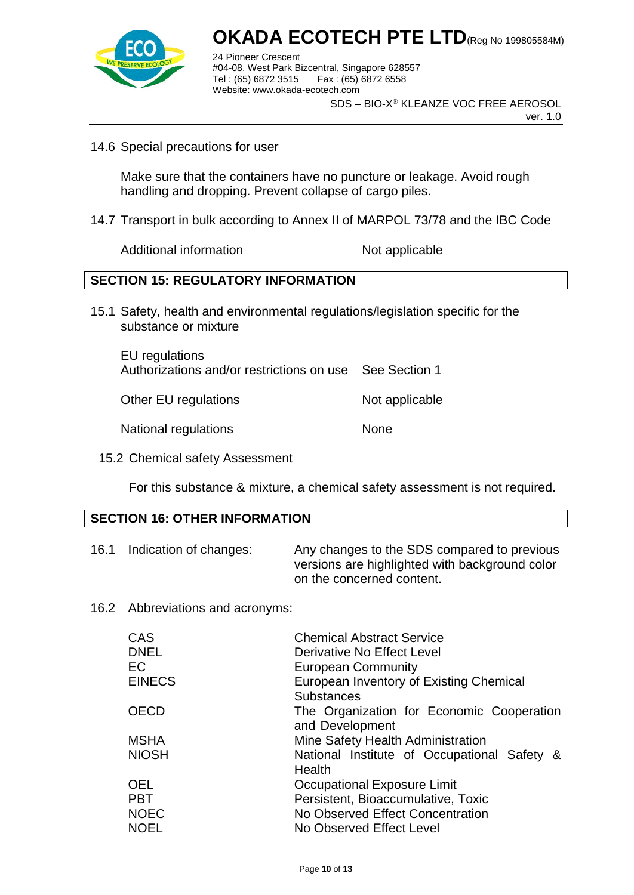14.6 Special precautions for user

Make sure that the containers have no puncture or leakage. Avoid rough handling and dropping. Prevent collapse of cargo piles.

14.7 Transport in bulk according to Annex II of MARPOL 73/78 and the IBC Code

| | |
|---|---|
| Additional information | Not applicable |

## SECTION 15: REGULATORY INFORMATION

15.1 Safety, health and environmental regulations/legislation specific for the substance or mixture

| | |
|---|---|
| EU regulations<br>Authorizations and/or restrictions on use | See Section 1 |
| Other EU regulations | Not applicable |
| National regulations | None |

15.2 Chemical safety Assessment

For this substance & mixture, a chemical safety assessment is not required.

## SECTION 16: OTHER INFORMATION

16.1 Indication of changes: Any changes to the SDS compared to previous versions are highlighted with background color on the concerned content.

16.2 Abbreviations and acronyms:

| | |
|---|---|
| CAS | Chemical Abstract Service |
| DNEL | Derivative No Effect Level |
| EC | European Community |
| EINECS | European Inventory of Existing Chemical Substances |
| OECD | The Organization for Economic Cooperation and Development |
| MSHA | Mine Safety Health Administration |
| NIOSH | National Institute of Occupational Safety & Health |
| OEL | Occupational Exposure Limit |
| PBT | Persistent, Bioaccumulative, Toxic |
| NOEC | No Observed Effect Concentration |
| NOEL | No Observed Effect Level |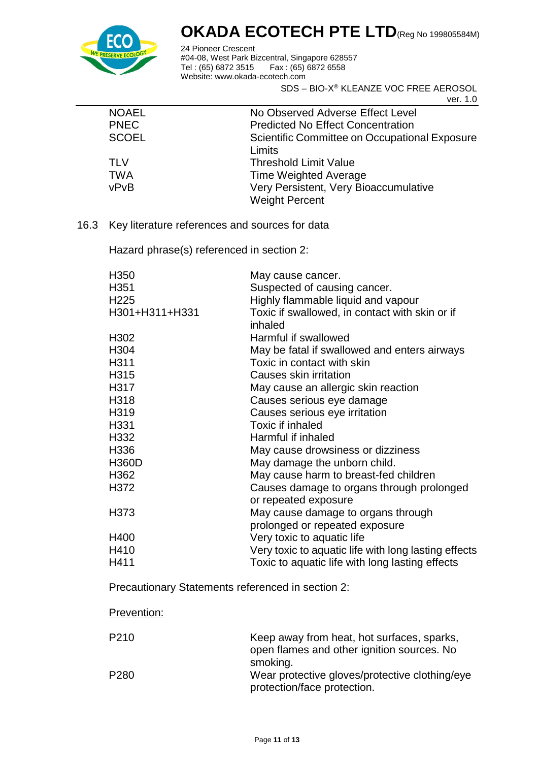| | |
|---|---|
| NOAEL | No Observed Adverse Effect Level |
| PNEC | Predicted No Effect Concentration |
| SCOEL | Scientific Committee on Occupational Exposure Limits |
| TLV | Threshold Limit Value |
| TWA | Time Weighted Average |
| vPvB | Very Persistent, Very Bioaccumulative |
| | Weight Percent |

16.3 Key literature references and sources for data

Hazard phrase(s) referenced in section 2:

| | |
|---|---|
| H350 | May cause cancer. |
| H351 | Suspected of causing cancer. |
| H225 | Highly flammable liquid and vapour |
| H301+H311+H331 | Toxic if swallowed, in contact with skin or if inhaled |
| H302 | Harmful if swallowed |
| H304 | May be fatal if swallowed and enters airways |
| H311 | Toxic in contact with skin |
| H315 | Causes skin irritation |
| H317 | May cause an allergic skin reaction |
| H318 | Causes serious eye damage |
| H319 | Causes serious eye irritation |
| H331 | Toxic if inhaled |
| H332 | Harmful if inhaled |
| H336 | May cause drowsiness or dizziness |
| H360D | May damage the unborn child. |
| H362 | May cause harm to breast-fed children |
| H372 | Causes damage to organs through prolonged or repeated exposure |
| H373 | May cause damage to organs through prolonged or repeated exposure |
| H400 | Very toxic to aquatic life |
| H410 | Very toxic to aquatic life with long lasting effects |
| H411 | Toxic to aquatic life with long lasting effects |

Precautionary Statements referenced in section 2:

Prevention:

| | |
|---|---|
| P210 | Keep away from heat, hot surfaces, sparks, open flames and other ignition sources. No smoking. |
| P280 | Wear protective gloves/protective clothing/eye protection/face protection. |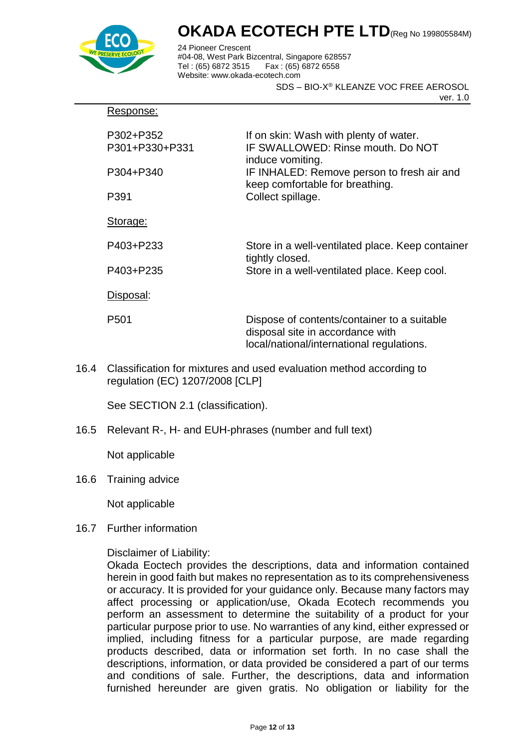Response:

| | |
|---|---|
| P302+P352 | If on skin: Wash with plenty of water. |
| P301+P330+P331 | IF SWALLOWED: Rinse mouth. Do NOT induce vomiting. |
| P304+P340 | IF INHALED: Remove person to fresh air and keep comfortable for breathing. |
| P391 | Collect spillage. |

Storage:

| | |
|---|---|
| P403+P233 | Store in a well-ventilated place. Keep container tightly closed. |
| P403+P235 | Store in a well-ventilated place. Keep cool. |

Disposal:

| | |
|---|---|
| P501 | Dispose of contents/container to a suitable disposal site in accordance with local/national/international regulations. |

16.4 Classification for mixtures and used evaluation method according to regulation (EC) 1207/2008 [CLP]

See SECTION 2.1 (classification).

16.5 Relevant R-, H- and EUH-phrases (number and full text)

Not applicable

16.6 Training advice

Not applicable

16.7 Further information

Disclaimer of Liability:
Okada Eoctech provides the descriptions, data and information contained herein in good faith but makes no representation as to its comprehensiveness or accuracy. It is provided for your guidance only. Because many factors may affect processing or application/use, Okada Ecotech recommends you perform an assessment to determine the suitability of a product for your particular purpose prior to use. No warranties of any kind, either expressed or implied, including fitness for a particular purpose, are made regarding products described, data or information set forth. In no case shall the descriptions, information, or data provided be considered a part of our terms and conditions of sale. Further, the descriptions, data and information furnished hereunder are given gratis. No obligation or liability for the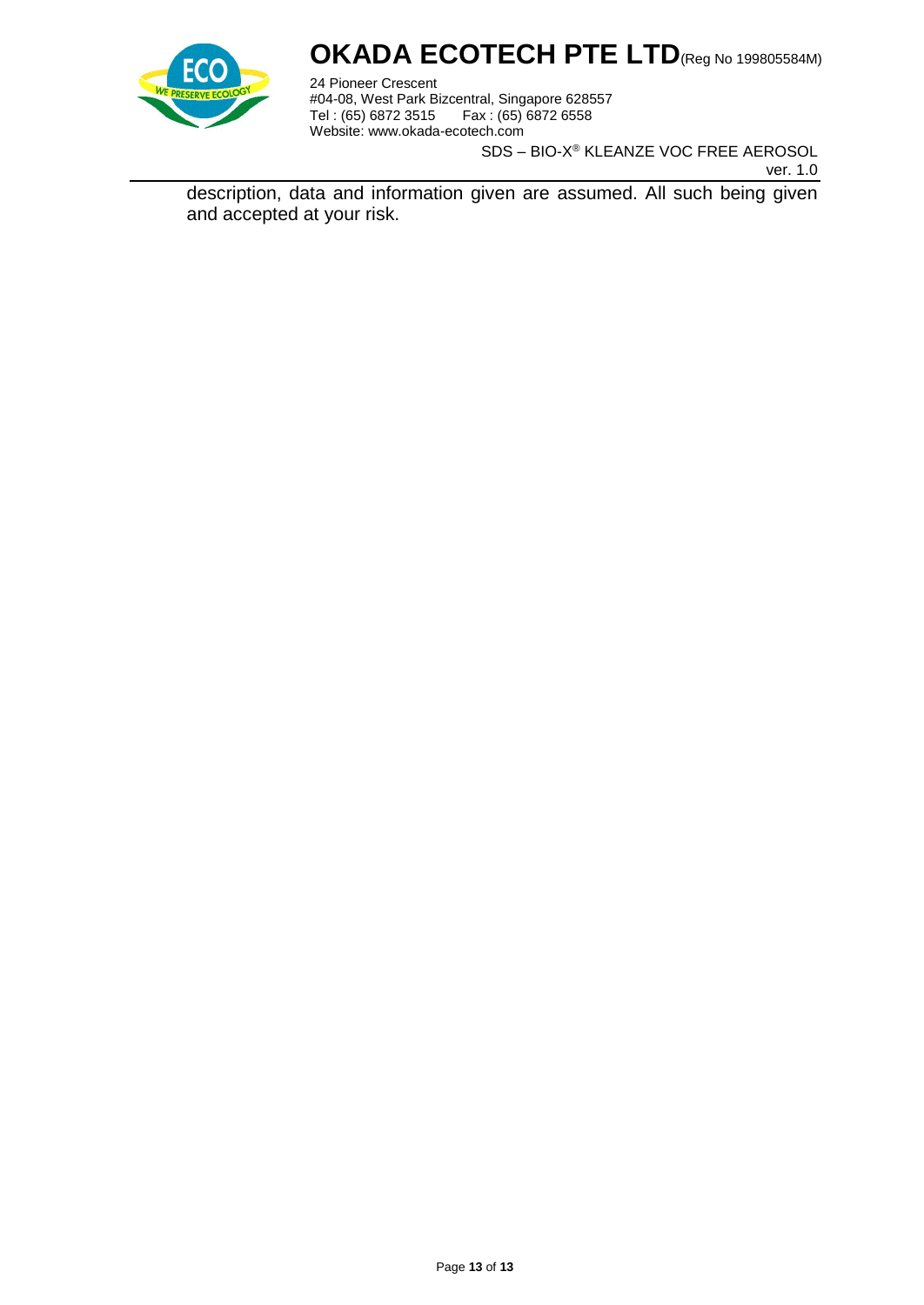description, data and information given are assumed. All such being given and accepted at your risk.